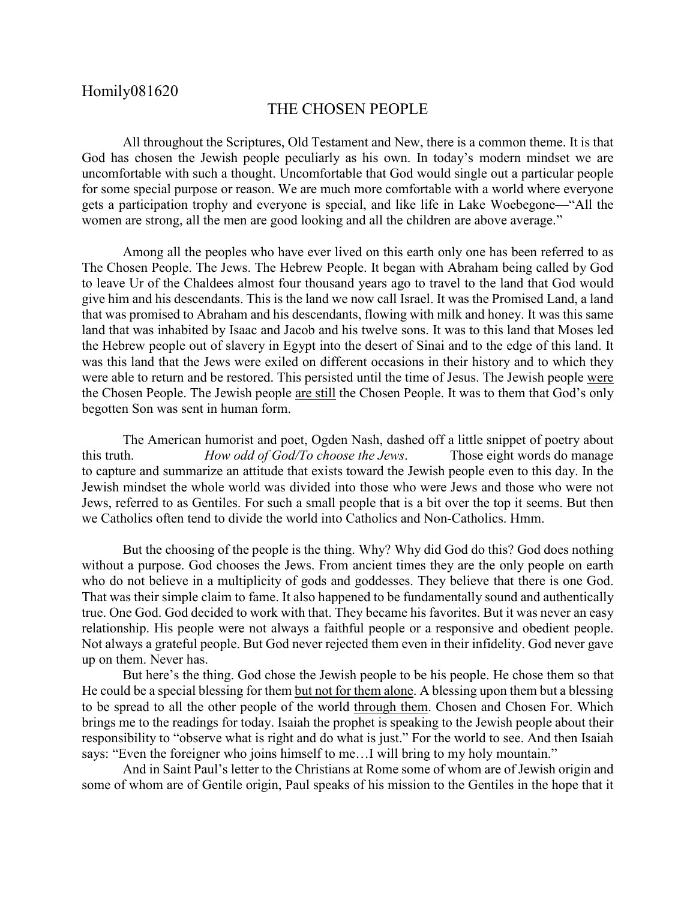Homily081620

# THE CHOSEN PEOPLE

All throughout the Scriptures, Old Testament and New, there is a common theme. It is that God has chosen the Jewish people peculiarly as his own. In today's modern mindset we are uncomfortable with such a thought. Uncomfortable that God would single out a particular people for some special purpose or reason. We are much more comfortable with a world where everyone gets a participation trophy and everyone is special, and like life in Lake Woebegone—"All the women are strong, all the men are good looking and all the children are above average."

Among all the peoples who have ever lived on this earth only one has been referred to as The Chosen People. The Jews. The Hebrew People. It began with Abraham being called by God to leave Ur of the Chaldees almost four thousand years ago to travel to the land that God would give him and his descendants. This is the land we now call Israel. It was the Promised Land, a land that was promised to Abraham and his descendants, flowing with milk and honey. It was this same land that was inhabited by Isaac and Jacob and his twelve sons. It was to this land that Moses led the Hebrew people out of slavery in Egypt into the desert of Sinai and to the edge of this land. It was this land that the Jews were exiled on different occasions in their history and to which they were able to return and be restored. This persisted until the time of Jesus. The Jewish people <u>were</u> the Chosen People. The Jewish people <u>are still</u> the Chosen People. It was to them that God's only begotten Son was sent in human form.

The American humorist and poet, Ogden Nash, dashed off a little snippet of poetry about this truth. *How odd of God/To choose the Jews*. Those eight words do manage to capture and summarize an attitude that exists toward the Jewish people even to this day. In the Jewish mindset the whole world was divided into those who were Jews and those who were not Jews, referred to as Gentiles. For such a small people that is a bit over the top it seems. But then we Catholics often tend to divide the world into Catholics and Non-Catholics. Hmm.

But the choosing of the people is the thing. Why? Why did God do this? God does nothing without a purpose. God chooses the Jews. From ancient times they are the only people on earth who do not believe in a multiplicity of gods and goddesses. They believe that there is one God. That was their simple claim to fame. It also happened to be fundamentally sound and authentically true. One God. God decided to work with that. They became his favorites. But it was never an easy relationship. His people were not always a faithful people or a responsive and obedient people. Not always a grateful people. But God never rejected them even in their infidelity. God never gave up on them. Never has.

But here's the thing. God chose the Jewish people to be his people. He chose them so that He could be a special blessing for them <u>but not for them alone</u>. A blessing upon them but a blessing to be spread to all the other people of the world <u>through them</u>. Chosen and Chosen For. Which brings me to the readings for today. Isaiah the prophet is speaking to the Jewish people about their responsibility to "observe what is right and do what is just." For the world to see. And then Isaiah says: "Even the foreigner who joins himself to me…I will bring to my holy mountain."

And in Saint Paul's letter to the Christians at Rome some of whom are of Jewish origin and some of whom are of Gentile origin, Paul speaks of his mission to the Gentiles in the hope that it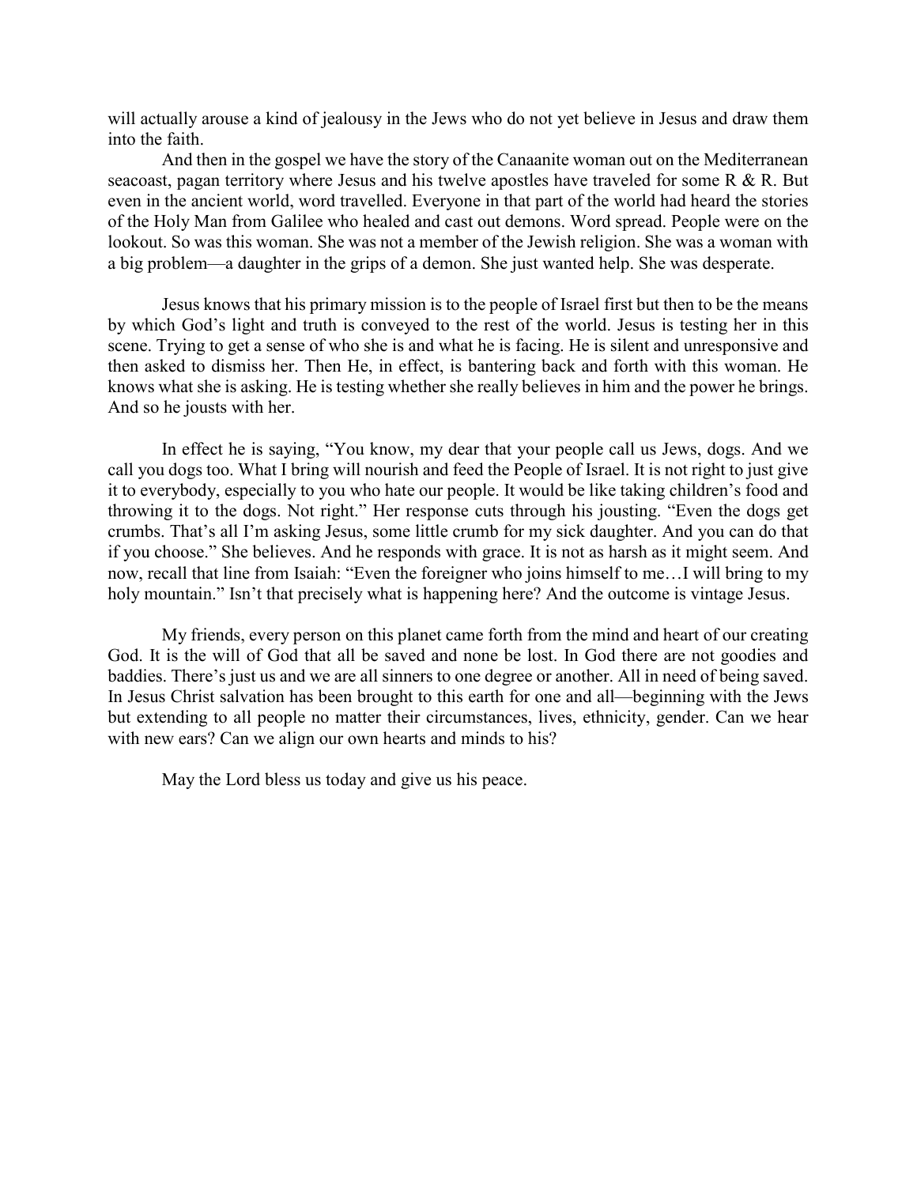will actually arouse a kind of jealousy in the Jews who do not yet believe in Jesus and draw them into the faith.

And then in the gospel we have the story of the Canaanite woman out on the Mediterranean seacoast, pagan territory where Jesus and his twelve apostles have traveled for some R & R. But even in the ancient world, word travelled. Everyone in that part of the world had heard the stories of the Holy Man from Galilee who healed and cast out demons. Word spread. People were on the lookout. So was this woman. She was not a member of the Jewish religion. She was a woman with a big problem—a daughter in the grips of a demon. She just wanted help. She was desperate.

Jesus knows that his primary mission is to the people of Israel first but then to be the means by which God's light and truth is conveyed to the rest of the world. Jesus is testing her in this scene. Trying to get a sense of who she is and what he is facing. He is silent and unresponsive and then asked to dismiss her. Then He, in effect, is bantering back and forth with this woman. He knows what she is asking. He is testing whether she really believes in him and the power he brings. And so he jousts with her.

In effect he is saying, "You know, my dear that your people call us Jews, dogs. And we call you dogs too. What I bring will nourish and feed the People of Israel. It is not right to just give it to everybody, especially to you who hate our people. It would be like taking children's food and throwing it to the dogs. Not right." Her response cuts through his jousting. "Even the dogs get crumbs. That's all I'm asking Jesus, some little crumb for my sick daughter. And you can do that if you choose." She believes. And he responds with grace. It is not as harsh as it might seem. And now, recall that line from Isaiah: "Even the foreigner who joins himself to me…I will bring to my holy mountain." Isn't that precisely what is happening here? And the outcome is vintage Jesus.

My friends, every person on this planet came forth from the mind and heart of our creating God. It is the will of God that all be saved and none be lost. In God there are not goodies and baddies. There's just us and we are all sinners to one degree or another. All in need of being saved. In Jesus Christ salvation has been brought to this earth for one and all—beginning with the Jews but extending to all people no matter their circumstances, lives, ethnicity, gender. Can we hear with new ears? Can we align our own hearts and minds to his?

May the Lord bless us today and give us his peace.